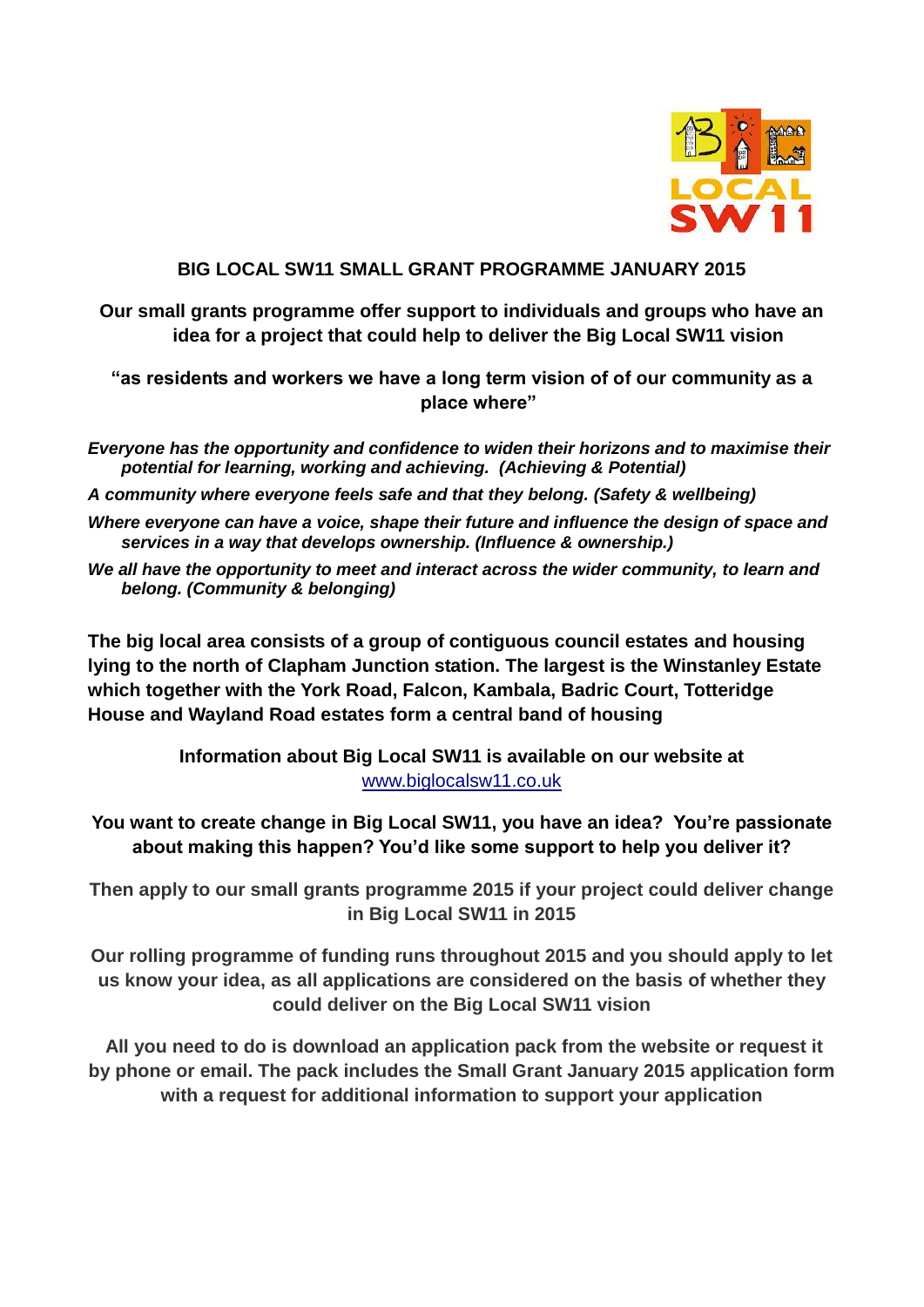# BIG LOCAL SW11 SMALL GRANT PROGRAMME JANUARY 2015

**Our small grants programme offer support to individuals and groups who have an idea for a project that could help to deliver the Big Local SW11 vision**

**"as residents and workers we have a long term vision of of our community as a place where"**

***Everyone has the opportunity and confidence to widen their horizons and to maximise their potential for learning, working and achieving. (Achieving & Potential)***

***A community where everyone feels safe and that they belong. (Safety & wellbeing)***

***Where everyone can have a voice, shape their future and influence the design of space and services in a way that develops ownership. (Influence & ownership.)***

***We all have the opportunity to meet and interact across the wider community, to learn and belong. (Community & belonging)***

**The big local area consists of a group of contiguous council estates and housing lying to the north of Clapham Junction station. The largest is the Winstanley Estate which together with the York Road, Falcon, Kambala, Badric Court, Totteridge House and Wayland Road estates form a central band of housing**

**Information about Big Local SW11 is available on our website at** www.biglocalsw11.co.uk

**You want to create change in Big Local SW11, you have an idea? You're passionate about making this happen? You'd like some support to help you deliver it?**

**Then apply to our small grants programme 2015 if your project could deliver change in Big Local SW11 in 2015**

**Our rolling programme of funding runs throughout 2015 and you should apply to let us know your idea, as all applications are considered on the basis of whether they could deliver on the Big Local SW11 vision**

**All you need to do is download an application pack from the website or request it by phone or email. The pack includes the Small Grant January 2015 application form with a request for additional information to support your application**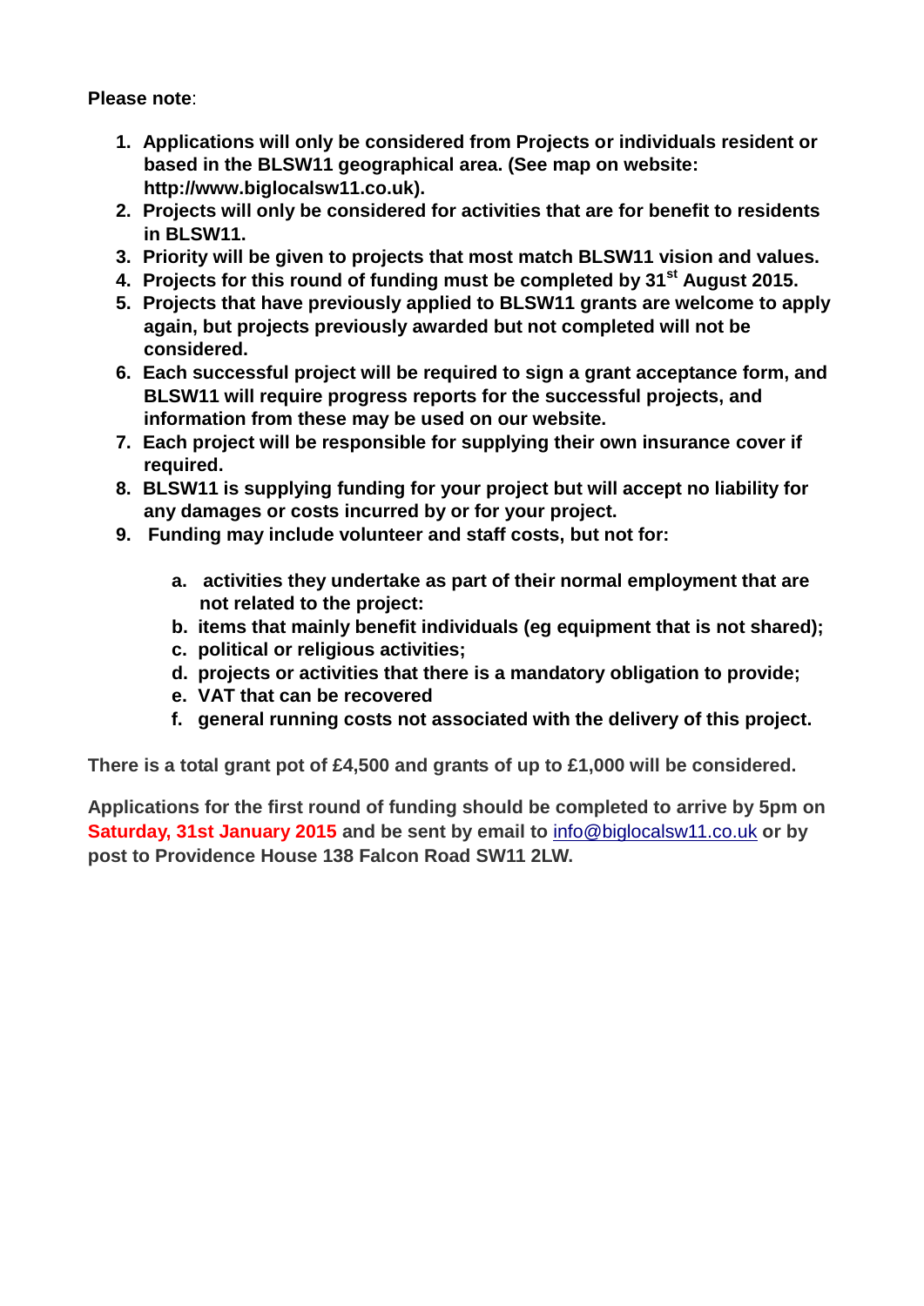**Please note**:

1. **Applications will only be considered from Projects or individuals resident or based in the BLSW11 geographical area. (See map on website: http://www.biglocalsw11.co.uk).**
2. **Projects will only be considered for activities that are for benefit to residents in BLSW11.**
3. **Priority will be given to projects that most match BLSW11 vision and values.**
4. **Projects for this round of funding must be completed by 31st August 2015.**
5. **Projects that have previously applied to BLSW11 grants are welcome to apply again, but projects previously awarded but not completed will not be considered.**
6. **Each successful project will be required to sign a grant acceptance form, and BLSW11 will require progress reports for the successful projects, and information from these may be used on our website.**
7. **Each project will be responsible for supplying their own insurance cover if required.**
8. **BLSW11 is supplying funding for your project but will accept no liability for any damages or costs incurred by or for your project.**
9. **Funding may include volunteer and staff costs, but not for:**

    a. **activities they undertake as part of their normal employment that are not related to the project:**
    b. **items that mainly benefit individuals (eg equipment that is not shared);**
    c. **political or religious activities;**
    d. **projects or activities that there is a mandatory obligation to provide;**
    e. **VAT that can be recovered**
    f. **general running costs not associated with the delivery of this project.**

**There is a total grant pot of £4,500 and grants of up to £1,000 will be considered.**

**Applications for the first round of funding should be completed to arrive by 5pm on Saturday, 31st January 2015 and be sent by email to info@biglocalsw11.co.uk or by post to Providence House 138 Falcon Road SW11 2LW.**